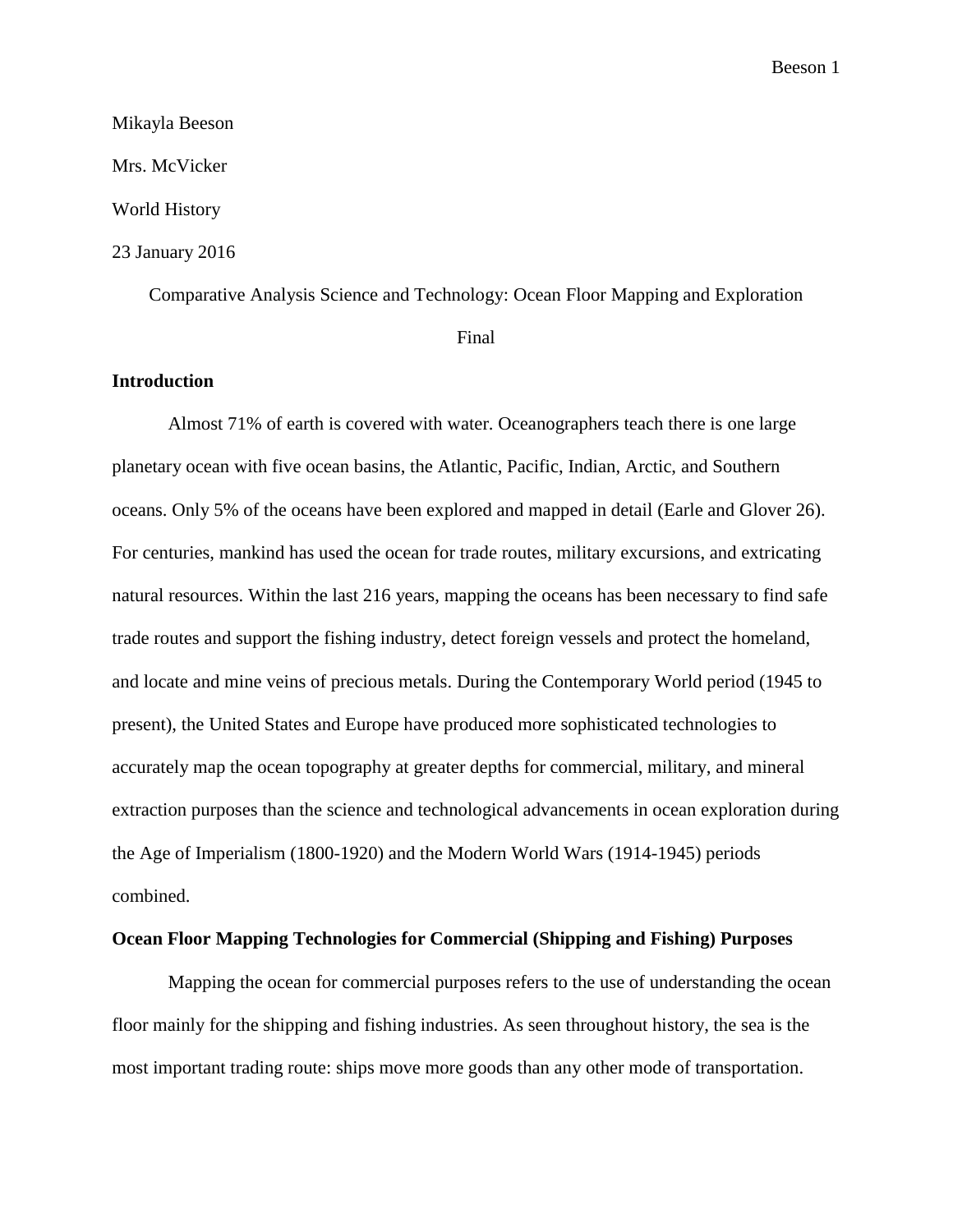Mikayla Beeson

Mrs. McVicker

World History

23 January 2016

Comparative Analysis Science and Technology: Ocean Floor Mapping and Exploration

Final

## Introduction

Almost 71% of earth is covered with water. Oceanographers teach there is one large planetary ocean with five ocean basins, the Atlantic, Pacific, Indian, Arctic, and Southern oceans. Only 5% of the oceans have been explored and mapped in detail (Earle and Glover 26). For centuries, mankind has used the ocean for trade routes, military excursions, and extricating natural resources. Within the last 216 years, mapping the oceans has been necessary to find safe trade routes and support the fishing industry, detect foreign vessels and protect the homeland, and locate and mine veins of precious metals. During the Contemporary World period (1945 to present), the United States and Europe have produced more sophisticated technologies to accurately map the ocean topography at greater depths for commercial, military, and mineral extraction purposes than the science and technological advancements in ocean exploration during the Age of Imperialism (1800-1920) and the Modern World Wars (1914-1945) periods combined.

## Ocean Floor Mapping Technologies for Commercial (Shipping and Fishing) Purposes

Mapping the ocean for commercial purposes refers to the use of understanding the ocean floor mainly for the shipping and fishing industries. As seen throughout history, the sea is the most important trading route: ships move more goods than any other mode of transportation.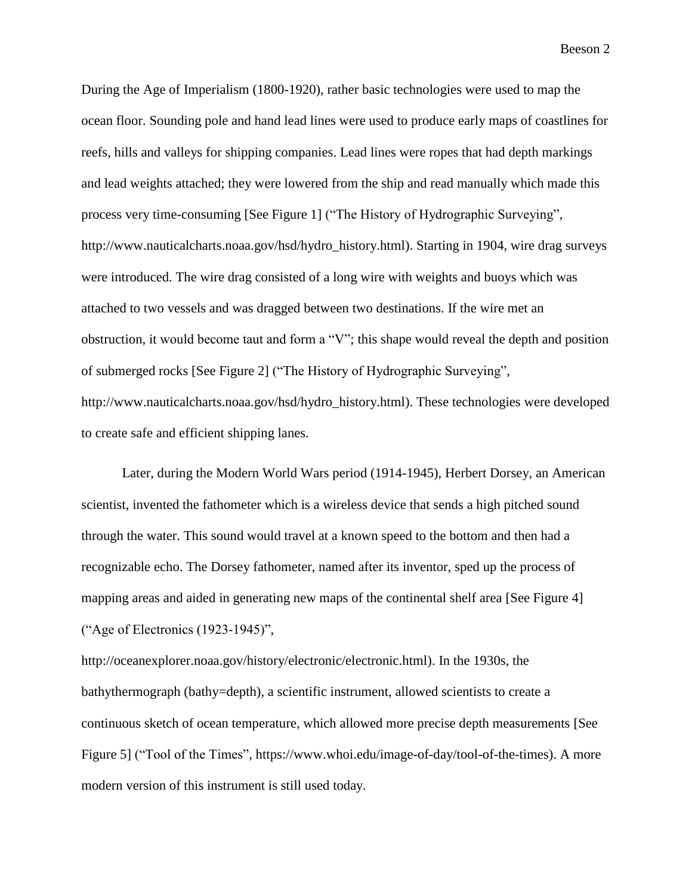During the Age of Imperialism (1800-1920), rather basic technologies were used to map the ocean floor. Sounding pole and hand lead lines were used to produce early maps of coastlines for reefs, hills and valleys for shipping companies. Lead lines were ropes that had depth markings and lead weights attached; they were lowered from the ship and read manually which made this process very time-consuming [See Figure 1] ("The History of Hydrographic Surveying", http://www.nauticalcharts.noaa.gov/hsd/hydro_history.html). Starting in 1904, wire drag surveys were introduced. The wire drag consisted of a long wire with weights and buoys which was attached to two vessels and was dragged between two destinations. If the wire met an obstruction, it would become taut and form a "V"; this shape would reveal the depth and position of submerged rocks [See Figure 2] ("The History of Hydrographic Surveying", http://www.nauticalcharts.noaa.gov/hsd/hydro_history.html). These technologies were developed to create safe and efficient shipping lanes.

Later, during the Modern World Wars period (1914-1945), Herbert Dorsey, an American scientist, invented the fathometer which is a wireless device that sends a high pitched sound through the water. This sound would travel at a known speed to the bottom and then had a recognizable echo. The Dorsey fathometer, named after its inventor, sped up the process of mapping areas and aided in generating new maps of the continental shelf area [See Figure 4] ("Age of Electronics (1923-1945)", http://oceanexplorer.noaa.gov/history/electronic/electronic.html). In the 1930s, the bathythermograph (bathy=depth), a scientific instrument, allowed scientists to create a continuous sketch of ocean temperature, which allowed more precise depth measurements [See Figure 5] ("Tool of the Times", https://www.whoi.edu/image-of-day/tool-of-the-times). A more modern version of this instrument is still used today.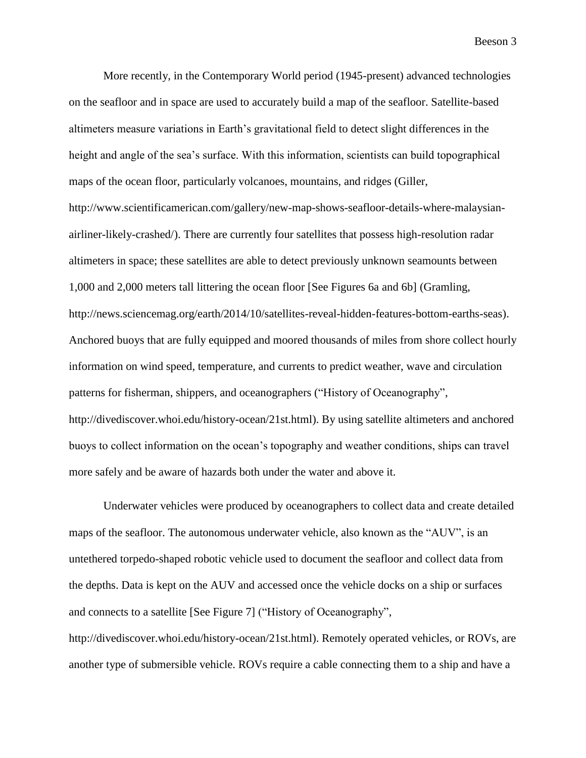More recently, in the Contemporary World period (1945-present) advanced technologies on the seafloor and in space are used to accurately build a map of the seafloor. Satellite-based altimeters measure variations in Earth's gravitational field to detect slight differences in the height and angle of the sea's surface. With this information, scientists can build topographical maps of the ocean floor, particularly volcanoes, mountains, and ridges (Giller, http://www.scientificamerican.com/gallery/new-map-shows-seafloor-details-where-malaysian-airliner-likely-crashed/). There are currently four satellites that possess high-resolution radar altimeters in space; these satellites are able to detect previously unknown seamounts between 1,000 and 2,000 meters tall littering the ocean floor [See Figures 6a and 6b] (Gramling, http://news.sciencemag.org/earth/2014/10/satellites-reveal-hidden-features-bottom-earths-seas). Anchored buoys that are fully equipped and moored thousands of miles from shore collect hourly information on wind speed, temperature, and currents to predict weather, wave and circulation patterns for fisherman, shippers, and oceanographers ("History of Oceanography", http://divediscover.whoi.edu/history-ocean/21st.html). By using satellite altimeters and anchored buoys to collect information on the ocean's topography and weather conditions, ships can travel more safely and be aware of hazards both under the water and above it.

Underwater vehicles were produced by oceanographers to collect data and create detailed maps of the seafloor. The autonomous underwater vehicle, also known as the "AUV", is an untethered torpedo-shaped robotic vehicle used to document the seafloor and collect data from the depths. Data is kept on the AUV and accessed once the vehicle docks on a ship or surfaces and connects to a satellite [See Figure 7] ("History of Oceanography", http://divediscover.whoi.edu/history-ocean/21st.html). Remotely operated vehicles, or ROVs, are another type of submersible vehicle. ROVs require a cable connecting them to a ship and have a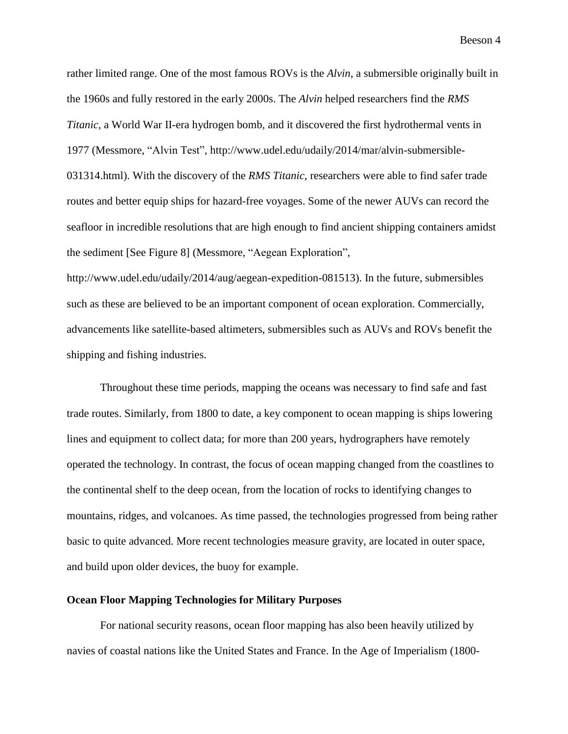rather limited range. One of the most famous ROVs is the *Alvin*, a submersible originally built in the 1960s and fully restored in the early 2000s. The *Alvin* helped researchers find the *RMS Titanic*, a World War II-era hydrogen bomb, and it discovered the first hydrothermal vents in 1977 (Messmore, “Alvin Test”, http://www.udel.edu/udaily/2014/mar/alvin-submersible-031314.html). With the discovery of the *RMS Titanic*, researchers were able to find safer trade routes and better equip ships for hazard-free voyages. Some of the newer AUVs can record the seafloor in incredible resolutions that are high enough to find ancient shipping containers amidst the sediment [See Figure 8] (Messmore, “Aegean Exploration”, http://www.udel.edu/udaily/2014/aug/aegean-expedition-081513). In the future, submersibles such as these are believed to be an important component of ocean exploration. Commercially, advancements like satellite-based altimeters, submersibles such as AUVs and ROVs benefit the shipping and fishing industries.

Throughout these time periods, mapping the oceans was necessary to find safe and fast trade routes. Similarly, from 1800 to date, a key component to ocean mapping is ships lowering lines and equipment to collect data; for more than 200 years, hydrographers have remotely operated the technology. In contrast, the focus of ocean mapping changed from the coastlines to the continental shelf to the deep ocean, from the location of rocks to identifying changes to mountains, ridges, and volcanoes. As time passed, the technologies progressed from being rather basic to quite advanced. More recent technologies measure gravity, are located in outer space, and build upon older devices, the buoy for example.

**Ocean Floor Mapping Technologies for Military Purposes**

For national security reasons, ocean floor mapping has also been heavily utilized by navies of coastal nations like the United States and France. In the Age of Imperialism (1800-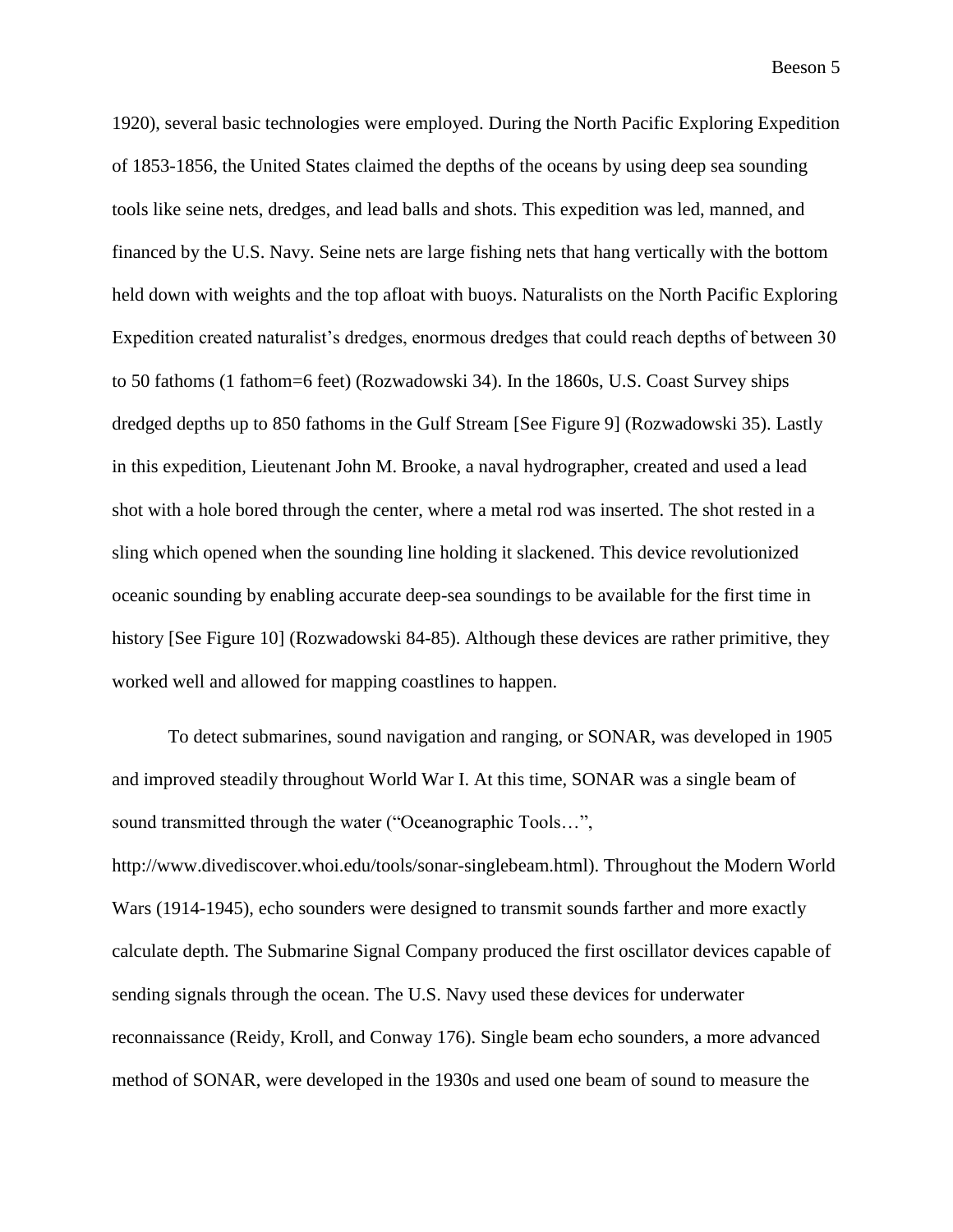1920), several basic technologies were employed. During the North Pacific Exploring Expedition of 1853-1856, the United States claimed the depths of the oceans by using deep sea sounding tools like seine nets, dredges, and lead balls and shots. This expedition was led, manned, and financed by the U.S. Navy. Seine nets are large fishing nets that hang vertically with the bottom held down with weights and the top afloat with buoys. Naturalists on the North Pacific Exploring Expedition created naturalist's dredges, enormous dredges that could reach depths of between 30 to 50 fathoms (1 fathom=6 feet) (Rozwadowski 34). In the 1860s, U.S. Coast Survey ships dredged depths up to 850 fathoms in the Gulf Stream [See Figure 9] (Rozwadowski 35). Lastly in this expedition, Lieutenant John M. Brooke, a naval hydrographer, created and used a lead shot with a hole bored through the center, where a metal rod was inserted. The shot rested in a sling which opened when the sounding line holding it slackened. This device revolutionized oceanic sounding by enabling accurate deep-sea soundings to be available for the first time in history [See Figure 10] (Rozwadowski 84-85). Although these devices are rather primitive, they worked well and allowed for mapping coastlines to happen.

To detect submarines, sound navigation and ranging, or SONAR, was developed in 1905 and improved steadily throughout World War I. At this time, SONAR was a single beam of sound transmitted through the water ("Oceanographic Tools…", http://www.divediscover.whoi.edu/tools/sonar-singlebeam.html). Throughout the Modern World Wars (1914-1945), echo sounders were designed to transmit sounds farther and more exactly calculate depth. The Submarine Signal Company produced the first oscillator devices capable of sending signals through the ocean. The U.S. Navy used these devices for underwater reconnaissance (Reidy, Kroll, and Conway 176). Single beam echo sounders, a more advanced method of SONAR, were developed in the 1930s and used one beam of sound to measure the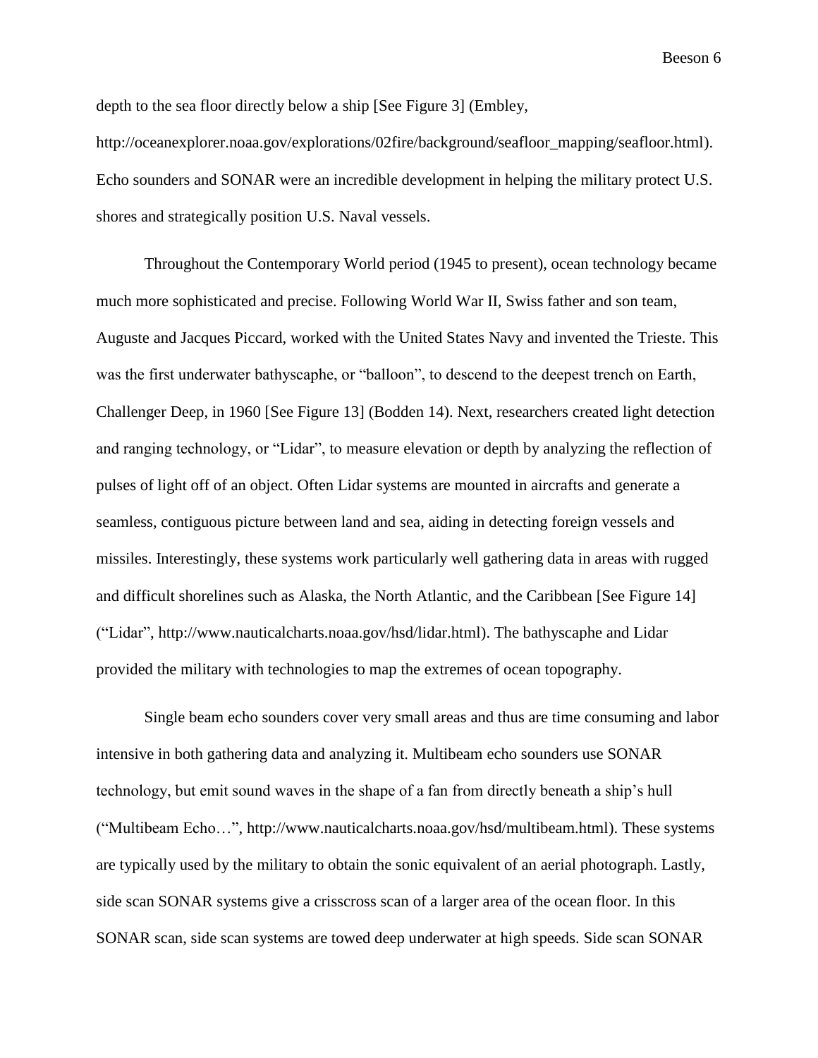depth to the sea floor directly below a ship [See Figure 3] (Embley, http://oceanexplorer.noaa.gov/explorations/02fire/background/seafloor_mapping/seafloor.html). Echo sounders and SONAR were an incredible development in helping the military protect U.S. shores and strategically position U.S. Naval vessels.

Throughout the Contemporary World period (1945 to present), ocean technology became much more sophisticated and precise. Following World War II, Swiss father and son team, Auguste and Jacques Piccard, worked with the United States Navy and invented the Trieste. This was the first underwater bathyscaphe, or "balloon", to descend to the deepest trench on Earth, Challenger Deep, in 1960 [See Figure 13] (Bodden 14). Next, researchers created light detection and ranging technology, or "Lidar", to measure elevation or depth by analyzing the reflection of pulses of light off of an object. Often Lidar systems are mounted in aircrafts and generate a seamless, contiguous picture between land and sea, aiding in detecting foreign vessels and missiles. Interestingly, these systems work particularly well gathering data in areas with rugged and difficult shorelines such as Alaska, the North Atlantic, and the Caribbean [See Figure 14] ("Lidar", http://www.nauticalcharts.noaa.gov/hsd/lidar.html). The bathyscaphe and Lidar provided the military with technologies to map the extremes of ocean topography.

Single beam echo sounders cover very small areas and thus are time consuming and labor intensive in both gathering data and analyzing it. Multibeam echo sounders use SONAR technology, but emit sound waves in the shape of a fan from directly beneath a ship's hull ("Multibeam Echo…", http://www.nauticalcharts.noaa.gov/hsd/multibeam.html). These systems are typically used by the military to obtain the sonic equivalent of an aerial photograph. Lastly, side scan SONAR systems give a crisscross scan of a larger area of the ocean floor. In this SONAR scan, side scan systems are towed deep underwater at high speeds. Side scan SONAR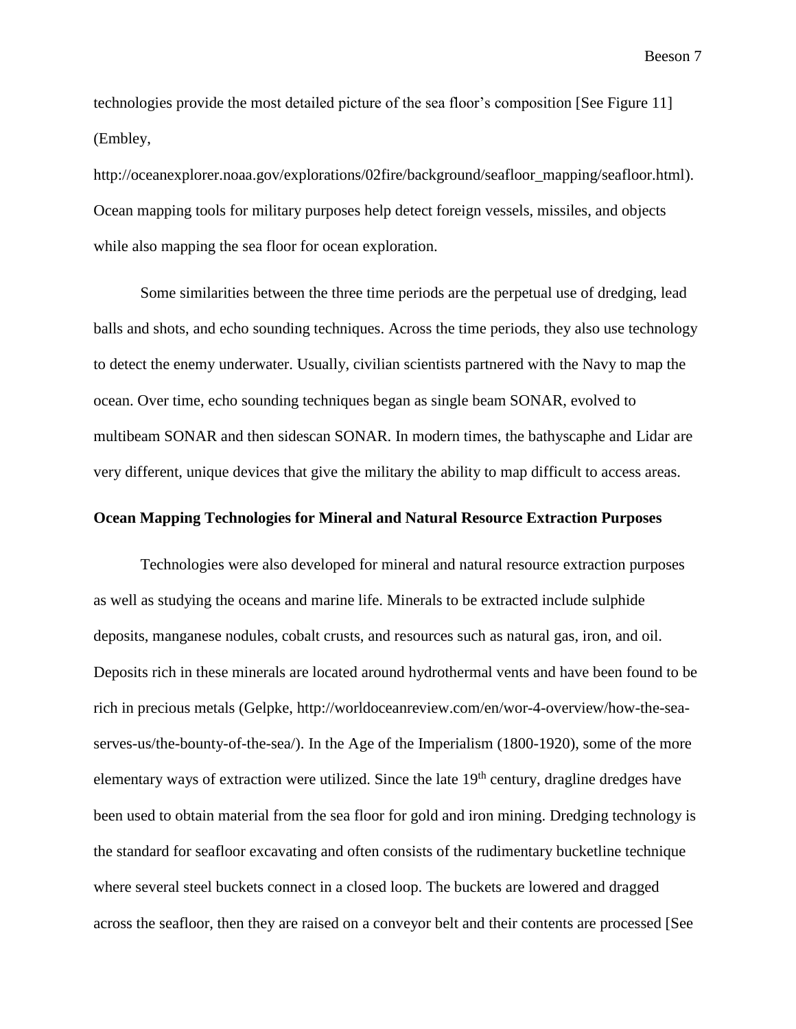technologies provide the most detailed picture of the sea floor's composition [See Figure 11] (Embley, http://oceanexplorer.noaa.gov/explorations/02fire/background/seafloor_mapping/seafloor.html). Ocean mapping tools for military purposes help detect foreign vessels, missiles, and objects while also mapping the sea floor for ocean exploration.

Some similarities between the three time periods are the perpetual use of dredging, lead balls and shots, and echo sounding techniques. Across the time periods, they also use technology to detect the enemy underwater. Usually, civilian scientists partnered with the Navy to map the ocean. Over time, echo sounding techniques began as single beam SONAR, evolved to multibeam SONAR and then sidescan SONAR. In modern times, the bathyscaphe and Lidar are very different, unique devices that give the military the ability to map difficult to access areas.

**Ocean Mapping Technologies for Mineral and Natural Resource Extraction Purposes**

Technologies were also developed for mineral and natural resource extraction purposes as well as studying the oceans and marine life. Minerals to be extracted include sulphide deposits, manganese nodules, cobalt crusts, and resources such as natural gas, iron, and oil. Deposits rich in these minerals are located around hydrothermal vents and have been found to be rich in precious metals (Gelpke, http://worldoceanreview.com/en/wor-4-overview/how-the-sea-serves-us/the-bounty-of-the-sea/). In the Age of the Imperialism (1800-1920), some of the more elementary ways of extraction were utilized. Since the late 19th century, dragline dredges have been used to obtain material from the sea floor for gold and iron mining. Dredging technology is the standard for seafloor excavating and often consists of the rudimentary bucketline technique where several steel buckets connect in a closed loop. The buckets are lowered and dragged across the seafloor, then they are raised on a conveyor belt and their contents are processed [See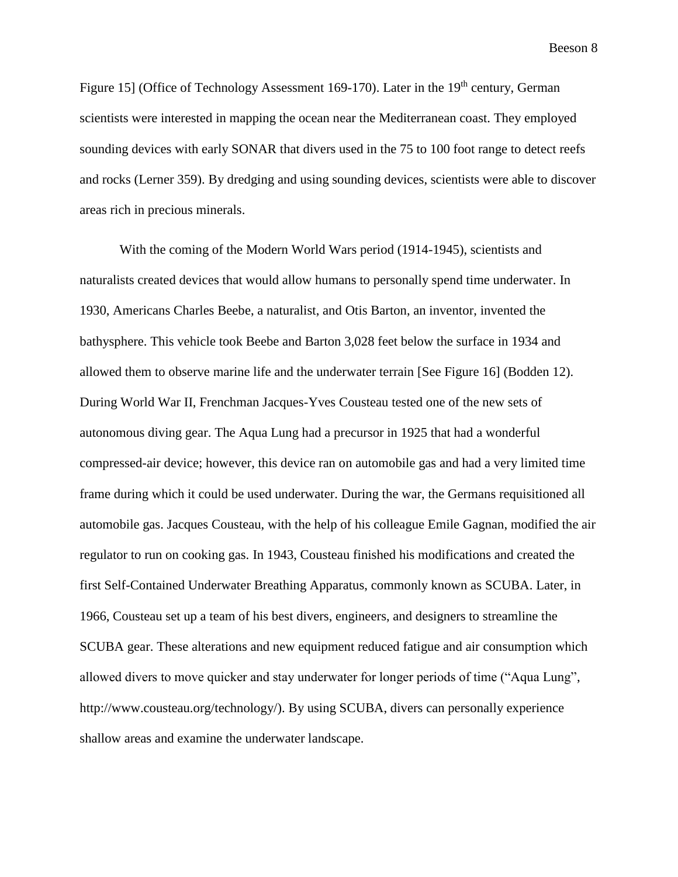Figure 15] (Office of Technology Assessment 169-170). Later in the 19th century, German scientists were interested in mapping the ocean near the Mediterranean coast. They employed sounding devices with early SONAR that divers used in the 75 to 100 foot range to detect reefs and rocks (Lerner 359). By dredging and using sounding devices, scientists were able to discover areas rich in precious minerals.

With the coming of the Modern World Wars period (1914-1945), scientists and naturalists created devices that would allow humans to personally spend time underwater. In 1930, Americans Charles Beebe, a naturalist, and Otis Barton, an inventor, invented the bathysphere. This vehicle took Beebe and Barton 3,028 feet below the surface in 1934 and allowed them to observe marine life and the underwater terrain [See Figure 16] (Bodden 12). During World War II, Frenchman Jacques-Yves Cousteau tested one of the new sets of autonomous diving gear. The Aqua Lung had a precursor in 1925 that had a wonderful compressed-air device; however, this device ran on automobile gas and had a very limited time frame during which it could be used underwater. During the war, the Germans requisitioned all automobile gas. Jacques Cousteau, with the help of his colleague Emile Gagnan, modified the air regulator to run on cooking gas. In 1943, Cousteau finished his modifications and created the first Self-Contained Underwater Breathing Apparatus, commonly known as SCUBA. Later, in 1966, Cousteau set up a team of his best divers, engineers, and designers to streamline the SCUBA gear. These alterations and new equipment reduced fatigue and air consumption which allowed divers to move quicker and stay underwater for longer periods of time ("Aqua Lung", http://www.cousteau.org/technology/). By using SCUBA, divers can personally experience shallow areas and examine the underwater landscape.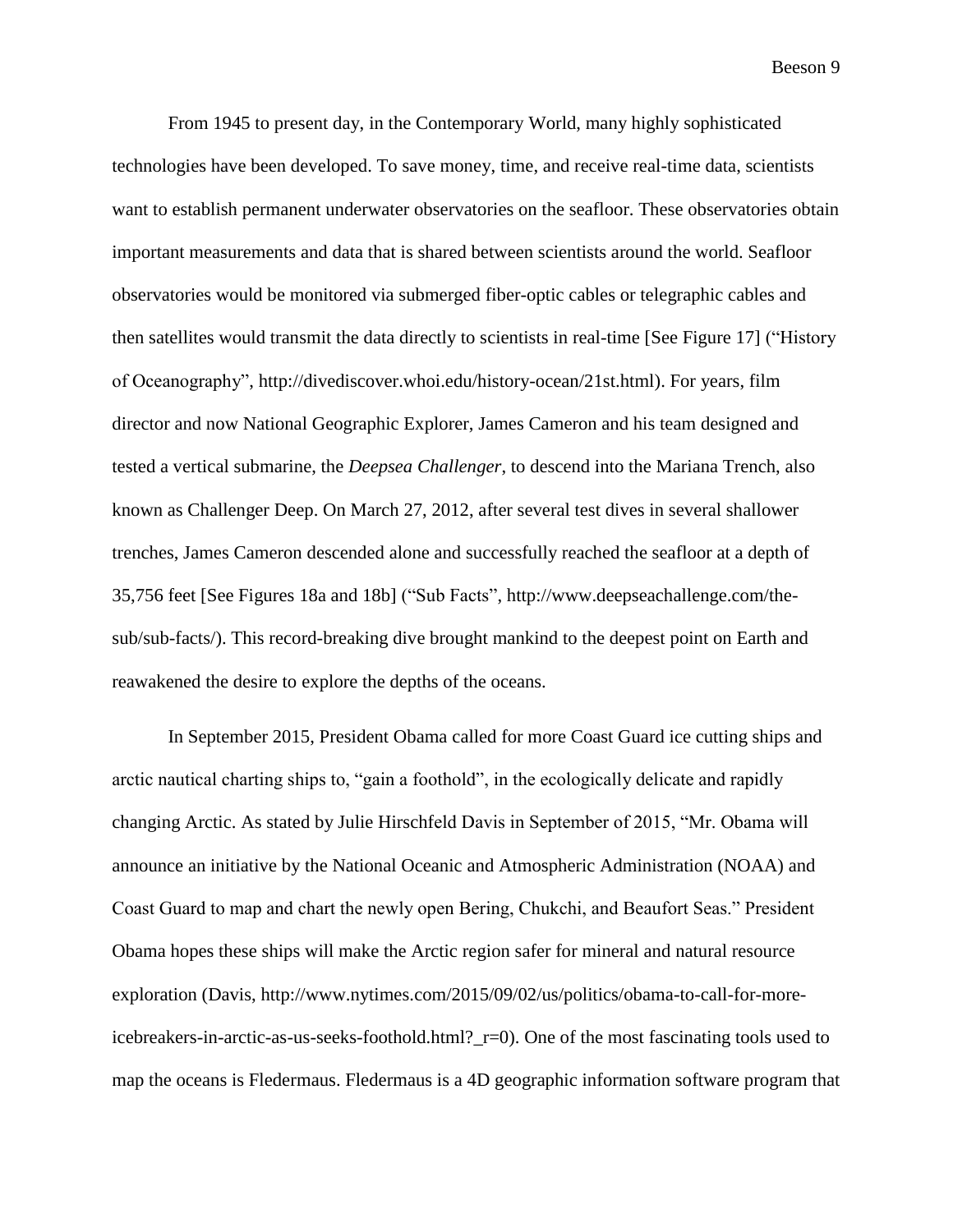From 1945 to present day, in the Contemporary World, many highly sophisticated technologies have been developed. To save money, time, and receive real-time data, scientists want to establish permanent underwater observatories on the seafloor. These observatories obtain important measurements and data that is shared between scientists around the world. Seafloor observatories would be monitored via submerged fiber-optic cables or telegraphic cables and then satellites would transmit the data directly to scientists in real-time [See Figure 17] ("History of Oceanography", http://divediscover.whoi.edu/history-ocean/21st.html). For years, film director and now National Geographic Explorer, James Cameron and his team designed and tested a vertical submarine, the *Deepsea Challenger*, to descend into the Mariana Trench, also known as Challenger Deep. On March 27, 2012, after several test dives in several shallower trenches, James Cameron descended alone and successfully reached the seafloor at a depth of 35,756 feet [See Figures 18a and 18b] ("Sub Facts", http://www.deepseachallenge.com/the-sub/sub-facts/). This record-breaking dive brought mankind to the deepest point on Earth and reawakened the desire to explore the depths of the oceans.

In September 2015, President Obama called for more Coast Guard ice cutting ships and arctic nautical charting ships to, "gain a foothold", in the ecologically delicate and rapidly changing Arctic. As stated by Julie Hirschfeld Davis in September of 2015, "Mr. Obama will announce an initiative by the National Oceanic and Atmospheric Administration (NOAA) and Coast Guard to map and chart the newly open Bering, Chukchi, and Beaufort Seas." President Obama hopes these ships will make the Arctic region safer for mineral and natural resource exploration (Davis, http://www.nytimes.com/2015/09/02/us/politics/obama-to-call-for-more-icebreakers-in-arctic-as-us-seeks-foothold.html?_r=0). One of the most fascinating tools used to map the oceans is Fledermaus. Fledermaus is a 4D geographic information software program that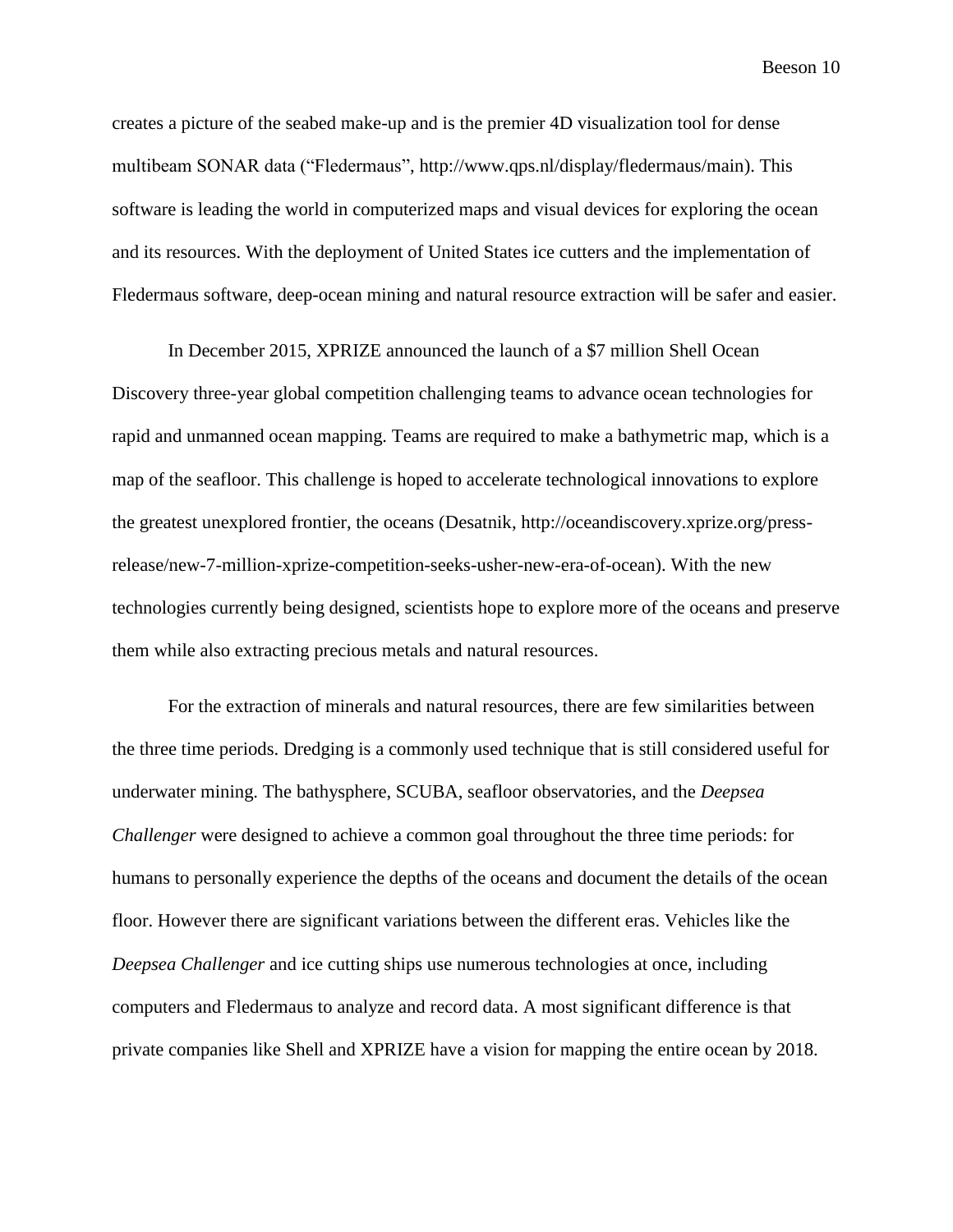creates a picture of the seabed make-up and is the premier 4D visualization tool for dense multibeam SONAR data ("Fledermaus", http://www.qps.nl/display/fledermaus/main). This software is leading the world in computerized maps and visual devices for exploring the ocean and its resources. With the deployment of United States ice cutters and the implementation of Fledermaus software, deep-ocean mining and natural resource extraction will be safer and easier.

In December 2015, XPRIZE announced the launch of a $7 million Shell Ocean Discovery three-year global competition challenging teams to advance ocean technologies for rapid and unmanned ocean mapping. Teams are required to make a bathymetric map, which is a map of the seafloor. This challenge is hoped to accelerate technological innovations to explore the greatest unexplored frontier, the oceans (Desatnik, http://oceandiscovery.xprize.org/press-release/new-7-million-xprize-competition-seeks-usher-new-era-of-ocean). With the new technologies currently being designed, scientists hope to explore more of the oceans and preserve them while also extracting precious metals and natural resources.

For the extraction of minerals and natural resources, there are few similarities between the three time periods. Dredging is a commonly used technique that is still considered useful for underwater mining. The bathysphere, SCUBA, seafloor observatories, and the *Deepsea Challenger* were designed to achieve a common goal throughout the three time periods: for humans to personally experience the depths of the oceans and document the details of the ocean floor. However there are significant variations between the different eras. Vehicles like the *Deepsea Challenger* and ice cutting ships use numerous technologies at once, including computers and Fledermaus to analyze and record data. A most significant difference is that private companies like Shell and XPRIZE have a vision for mapping the entire ocean by 2018.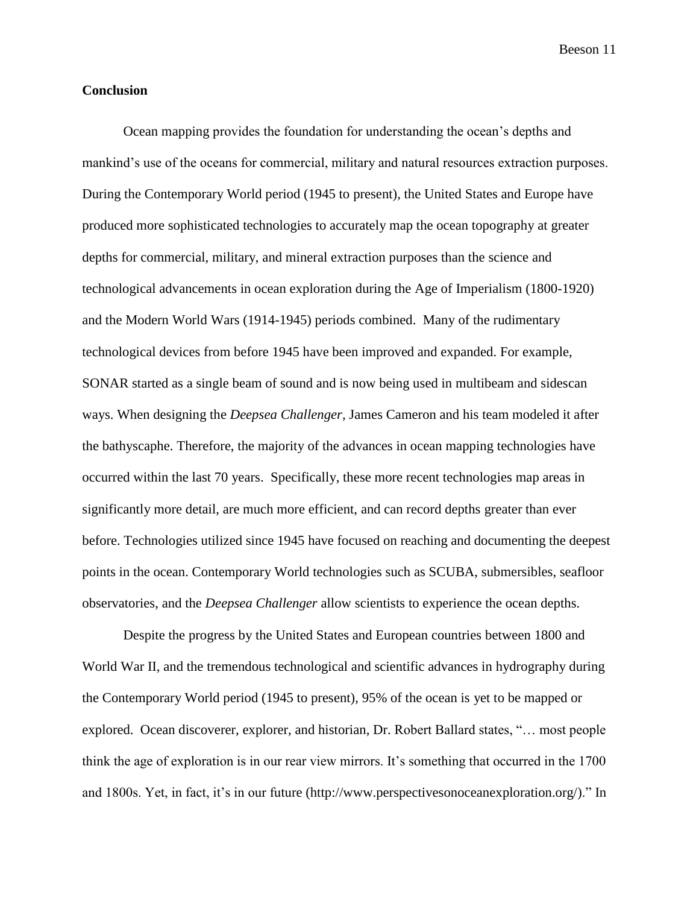**Conclusion**

Ocean mapping provides the foundation for understanding the ocean's depths and mankind's use of the oceans for commercial, military and natural resources extraction purposes. During the Contemporary World period (1945 to present), the United States and Europe have produced more sophisticated technologies to accurately map the ocean topography at greater depths for commercial, military, and mineral extraction purposes than the science and technological advancements in ocean exploration during the Age of Imperialism (1800-1920) and the Modern World Wars (1914-1945) periods combined. Many of the rudimentary technological devices from before 1945 have been improved and expanded. For example, SONAR started as a single beam of sound and is now being used in multibeam and sidescan ways. When designing the *Deepsea Challenger*, James Cameron and his team modeled it after the bathyscaphe. Therefore, the majority of the advances in ocean mapping technologies have occurred within the last 70 years. Specifically, these more recent technologies map areas in significantly more detail, are much more efficient, and can record depths greater than ever before. Technologies utilized since 1945 have focused on reaching and documenting the deepest points in the ocean. Contemporary World technologies such as SCUBA, submersibles, seafloor observatories, and the *Deepsea Challenger* allow scientists to experience the ocean depths.

Despite the progress by the United States and European countries between 1800 and World War II, and the tremendous technological and scientific advances in hydrography during the Contemporary World period (1945 to present), 95% of the ocean is yet to be mapped or explored. Ocean discoverer, explorer, and historian, Dr. Robert Ballard states, "… most people think the age of exploration is in our rear view mirrors. It's something that occurred in the 1700 and 1800s. Yet, in fact, it's in our future (http://www.perspectivesonoceanexploration.org/)." In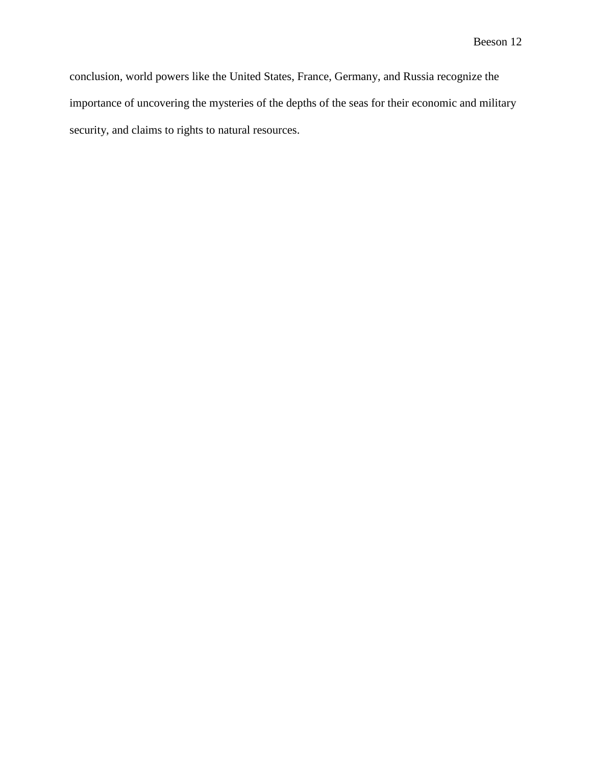conclusion, world powers like the United States, France, Germany, and Russia recognize the importance of uncovering the mysteries of the depths of the seas for their economic and military security, and claims to rights to natural resources.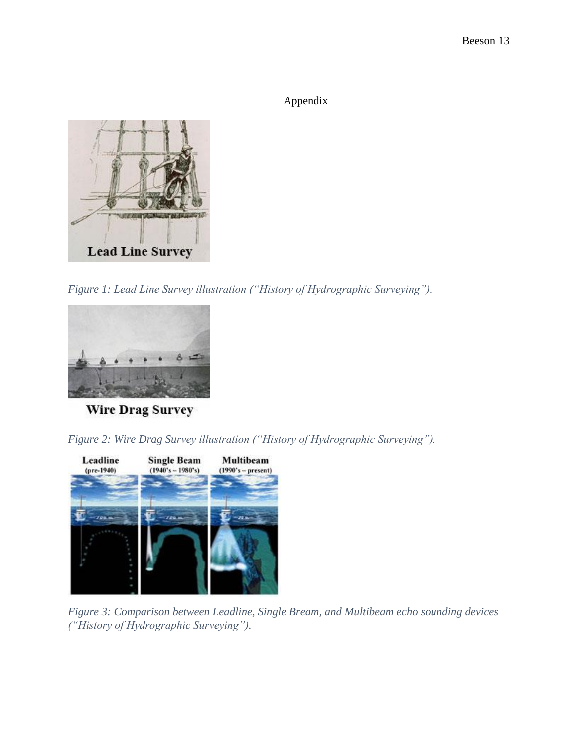Appendix

*Figure 1: Lead Line Survey illustration ("History of Hydrographic Surveying").*

*Figure 2: Wire Drag Survey illustration ("History of Hydrographic Surveying").*

*Figure 3: Comparison between Leadline, Single Bream, and Multibeam echo sounding devices ("History of Hydrographic Surveying").*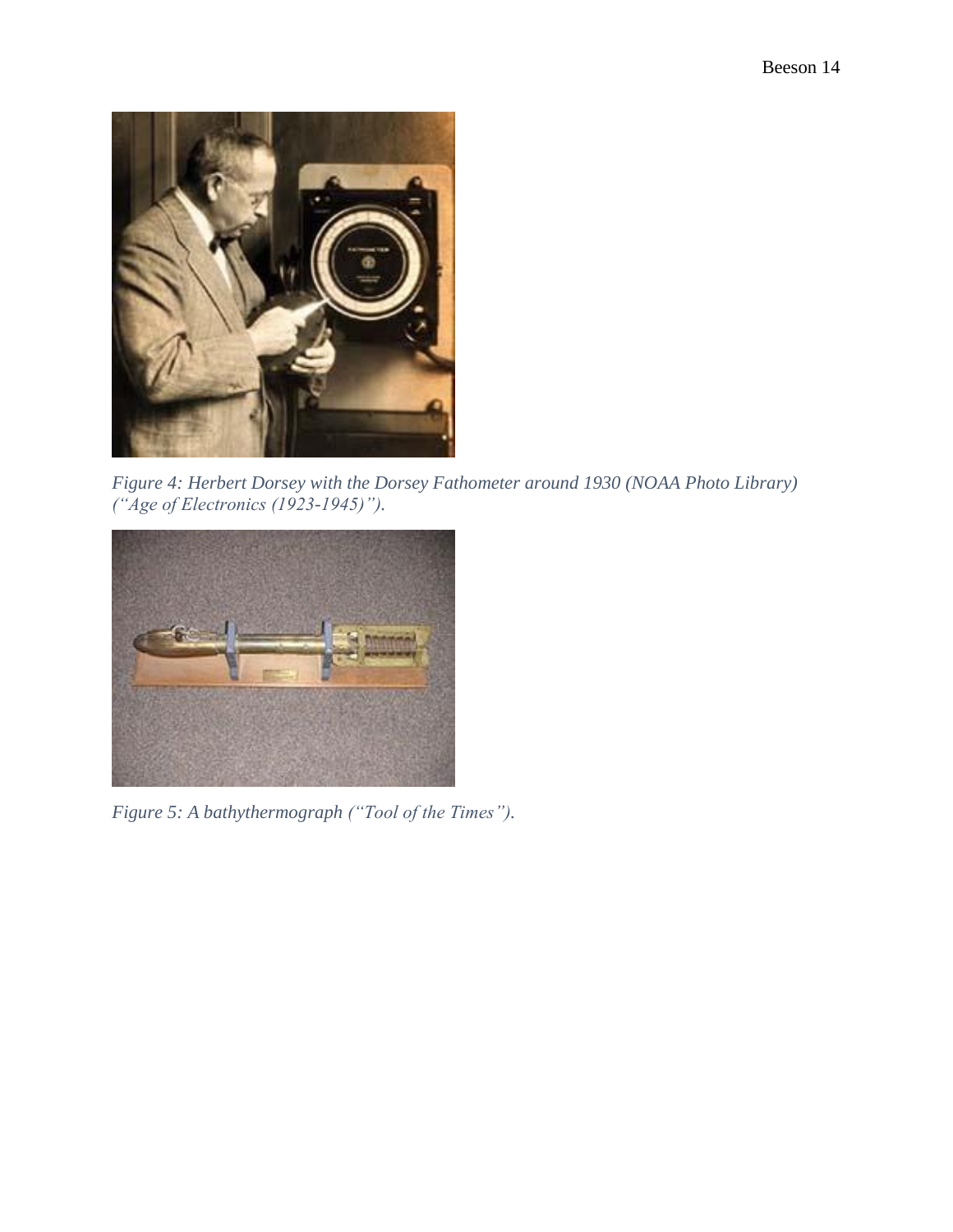*Figure 4: Herbert Dorsey with the Dorsey Fathometer around 1930 (NOAA Photo Library) ("Age of Electronics (1923-1945)").*

*Figure 5: A bathythermograph ("Tool of the Times").*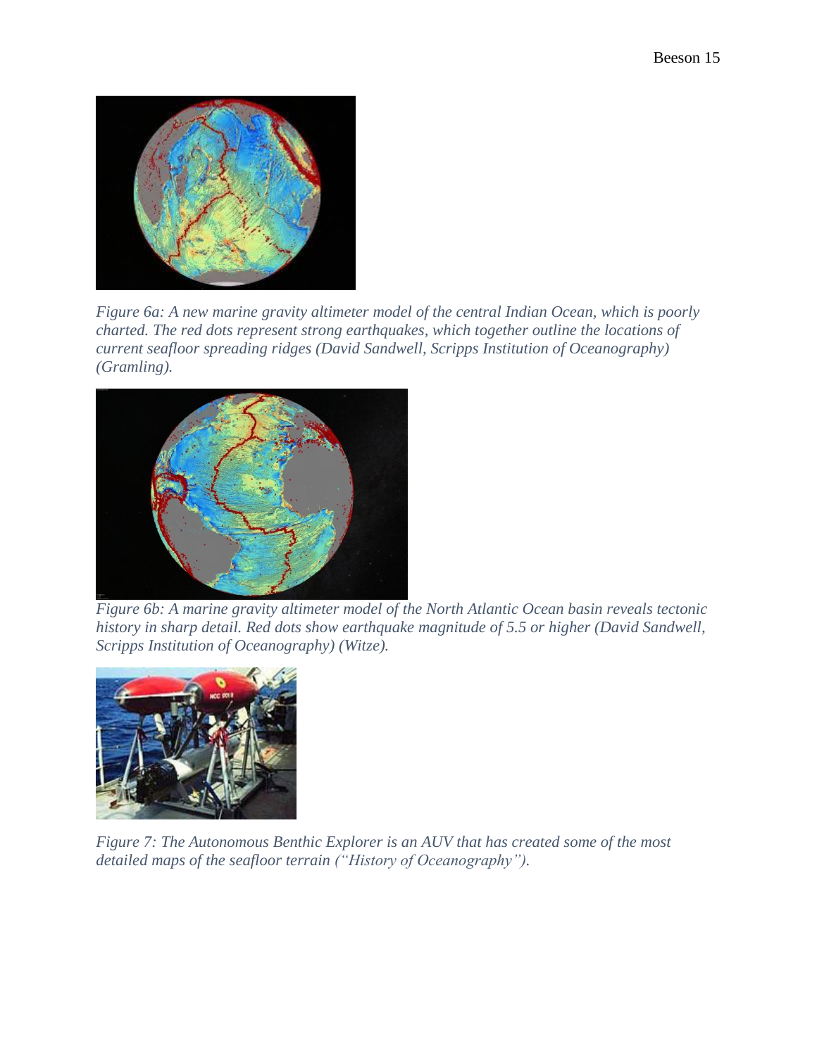*Figure 6a: A new marine gravity altimeter model of the central Indian Ocean, which is poorly charted. The red dots represent strong earthquakes, which together outline the locations of current seafloor spreading ridges (David Sandwell, Scripps Institution of Oceanography) (Gramling).*

*Figure 6b: A marine gravity altimeter model of the North Atlantic Ocean basin reveals tectonic history in sharp detail. Red dots show earthquake magnitude of 5.5 or higher (David Sandwell, Scripps Institution of Oceanography) (Witze).*

*Figure 7: The Autonomous Benthic Explorer is an AUV that has created some of the most detailed maps of the seafloor terrain ("History of Oceanography").*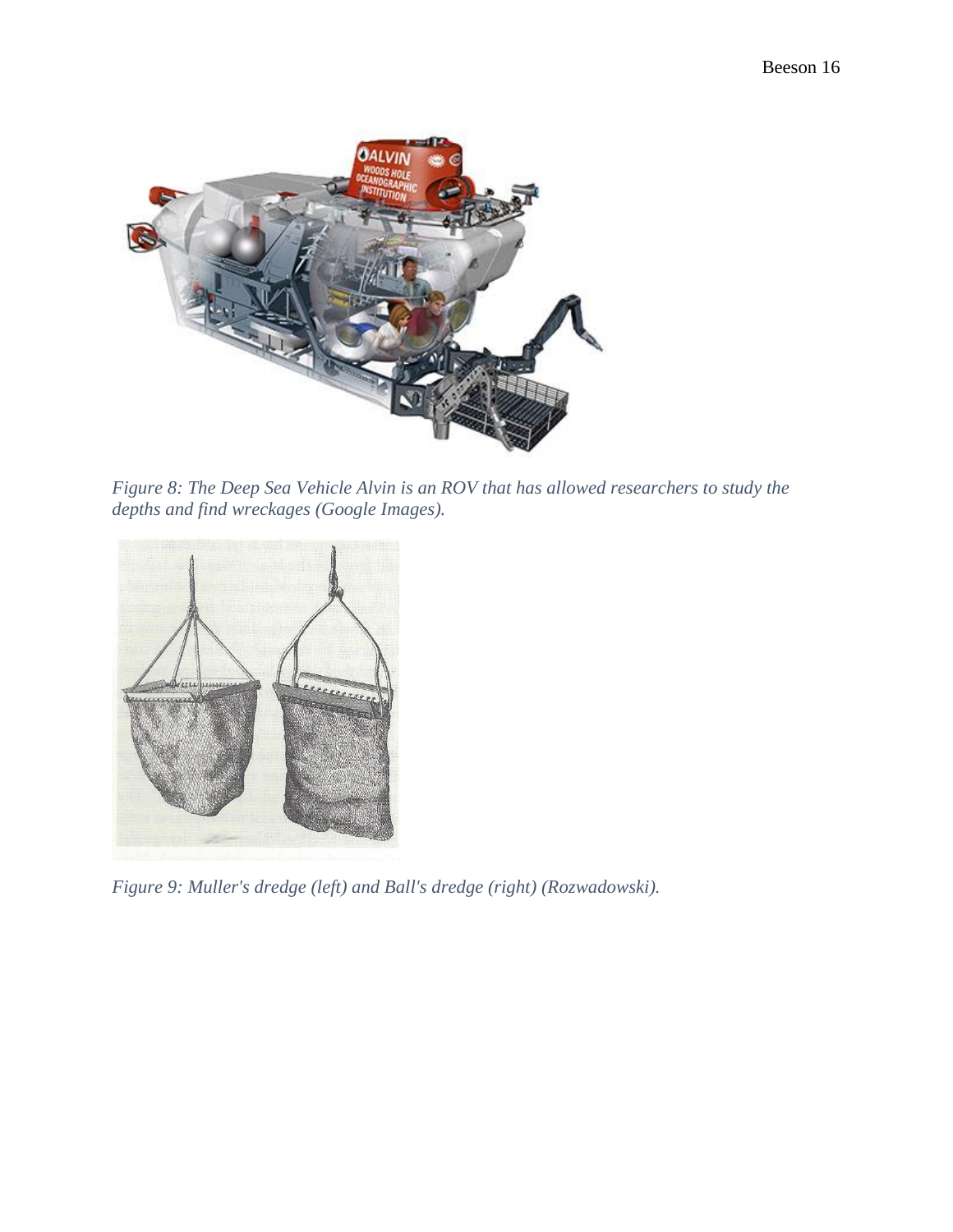*Figure 8: The Deep Sea Vehicle Alvin is an ROV that has allowed researchers to study the depths and find wreckages (Google Images).*

*Figure 9: Muller's dredge (left) and Ball's dredge (right) (Rozwadowski).*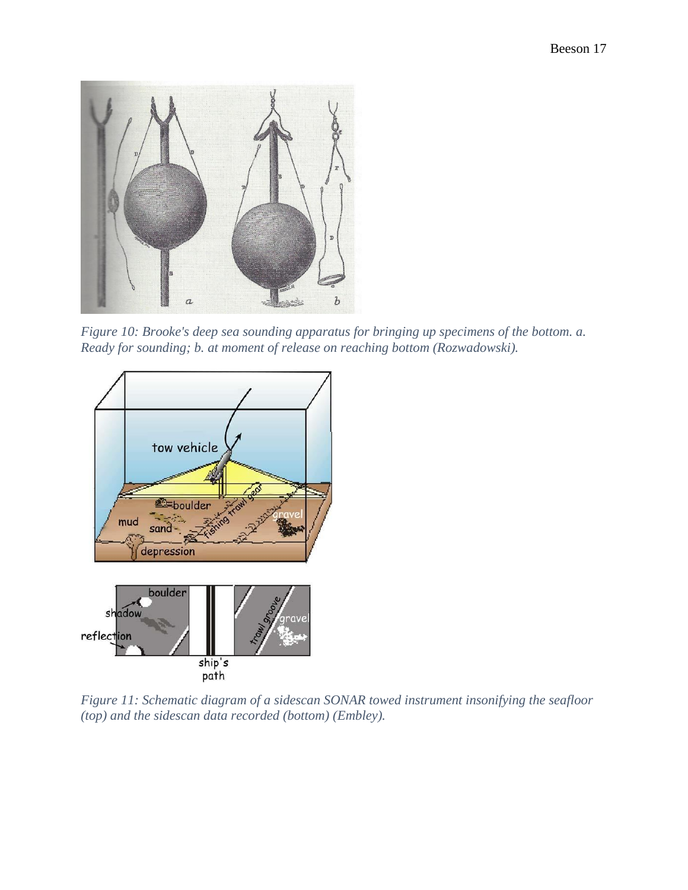*Figure 10: Brooke's deep sea sounding apparatus for bringing up specimens of the bottom. a. Ready for sounding; b. at moment of release on reaching bottom (Rozwadowski).*

*Figure 11: Schematic diagram of a sidescan SONAR towed instrument insonifying the seafloor (top) and the sidescan data recorded (bottom) (Embley).*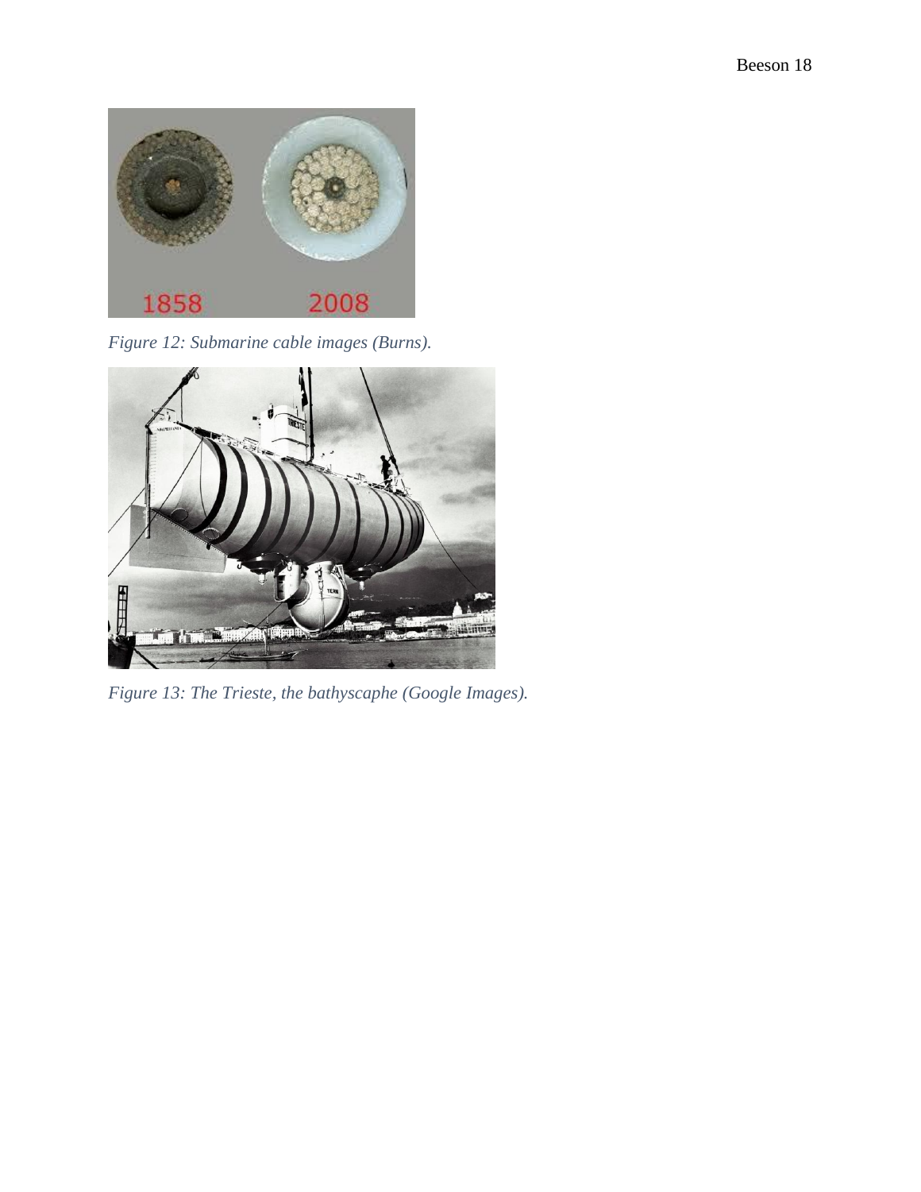*Figure 12: Submarine cable images (Burns).*

*Figure 13: The Trieste, the bathyscaphe (Google Images).*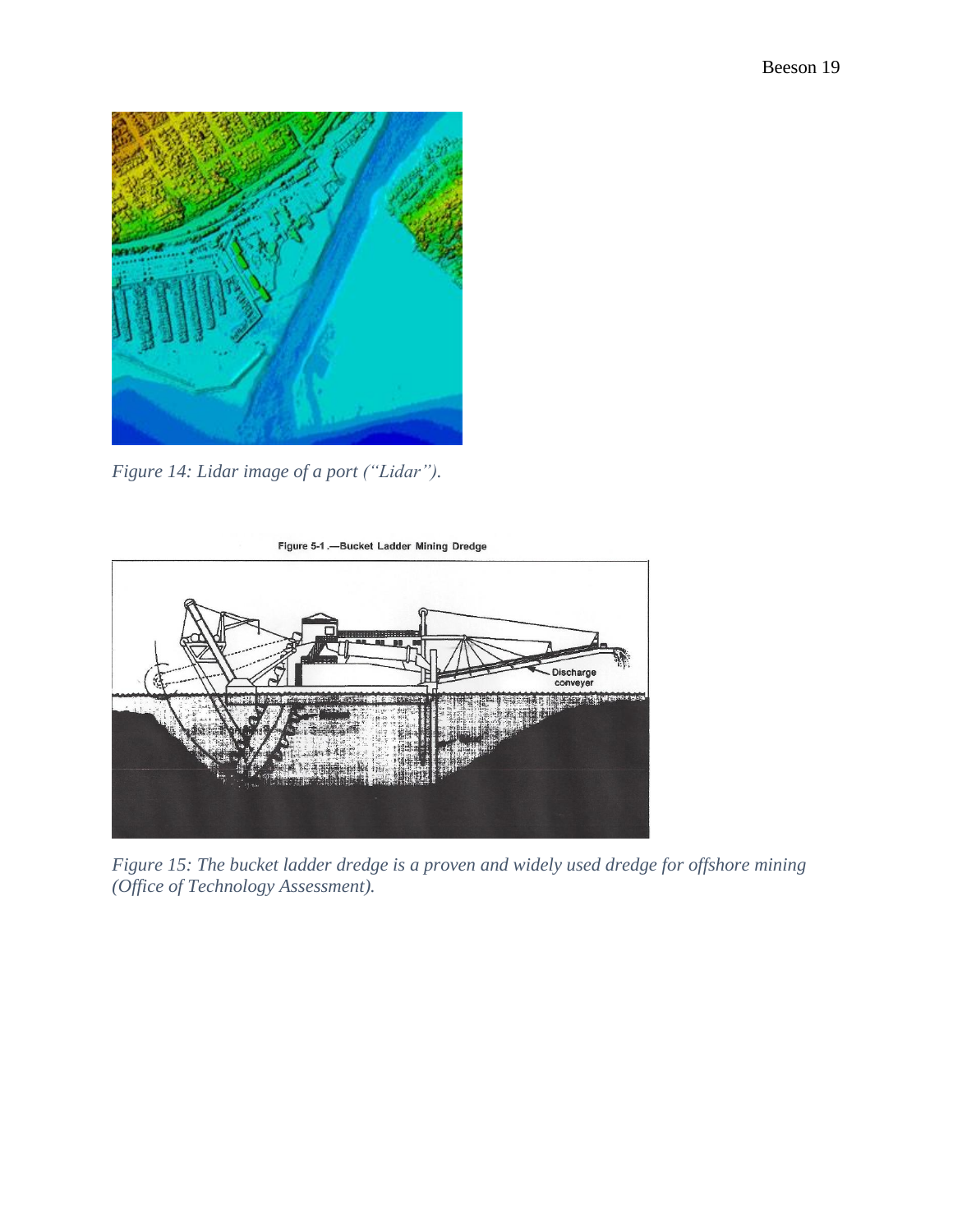*Figure 14: Lidar image of a port ("Lidar").*

*Figure 15: The bucket ladder dredge is a proven and widely used dredge for offshore mining (Office of Technology Assessment).*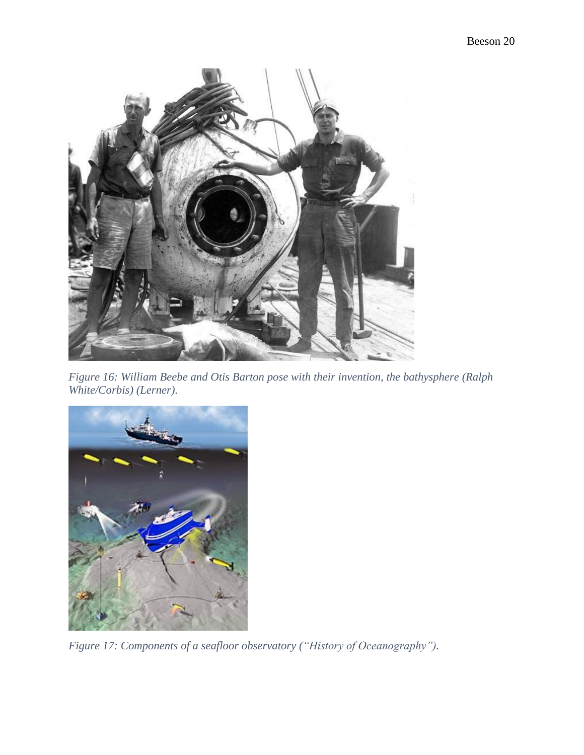*Figure 16: William Beebe and Otis Barton pose with their invention, the bathysphere (Ralph White/Corbis) (Lerner).*

*Figure 17: Components of a seafloor observatory ("History of Oceanography").*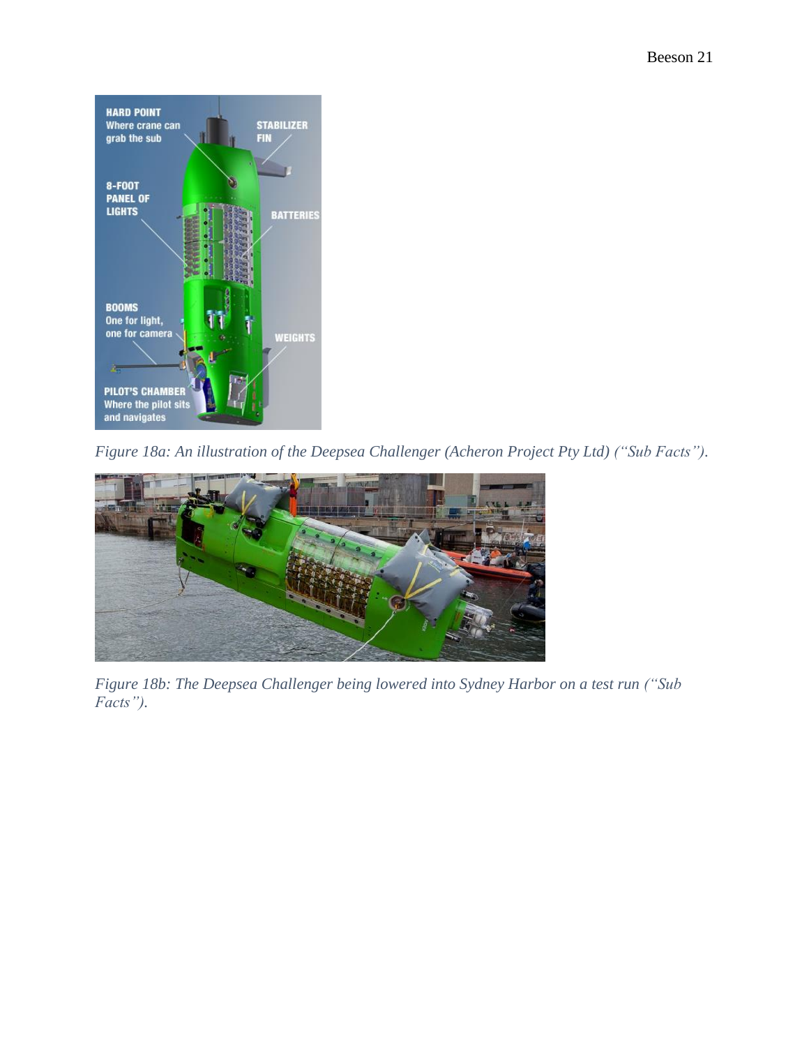*Figure 18a: An illustration of the Deepsea Challenger (Acheron Project Pty Ltd) ("Sub Facts").*

*Figure 18b: The Deepsea Challenger being lowered into Sydney Harbor on a test run ("Sub Facts").*